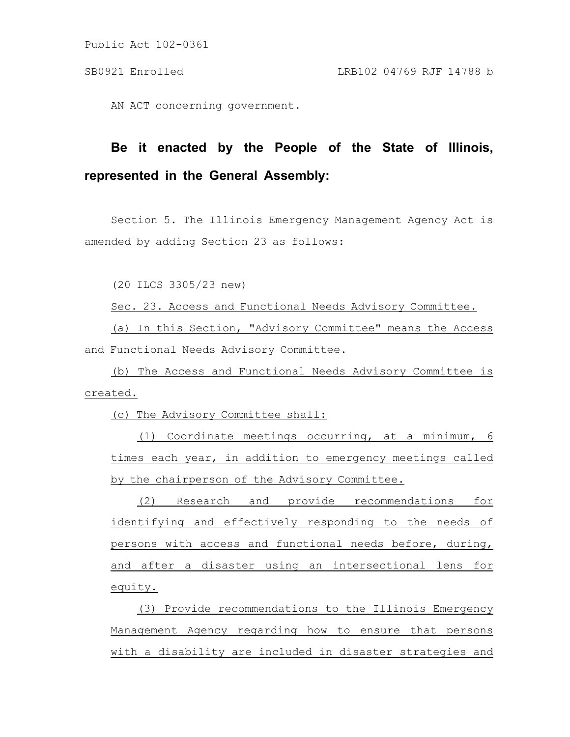Public Act 102-0361

SB0921 Enrolled LRB102 04769 RJF 14788 b

AN ACT concerning government.

**Be it enacted by the People of the State of Illinois, represented in the General Assembly:**

Section 5. The Illinois Emergency Management Agency Act is amended by adding Section 23 as follows:

(20 ILCS 3305/23 new)

Sec. 23. Access and Functional Needs Advisory Committee.

(a) In this Section, "Advisory Committee" means the Access and Functional Needs Advisory Committee.

(b) The Access and Functional Needs Advisory Committee is created.

(c) The Advisory Committee shall:

(1) Coordinate meetings occurring, at a minimum, 6 times each year, in addition to emergency meetings called by the chairperson of the Advisory Committee.

(2) Research and provide recommendations for identifying and effectively responding to the needs of persons with access and functional needs before, during, and after a disaster using an intersectional lens for equity.

(3) Provide recommendations to the Illinois Emergency Management Agency regarding how to ensure that persons with a disability are included in disaster strategies and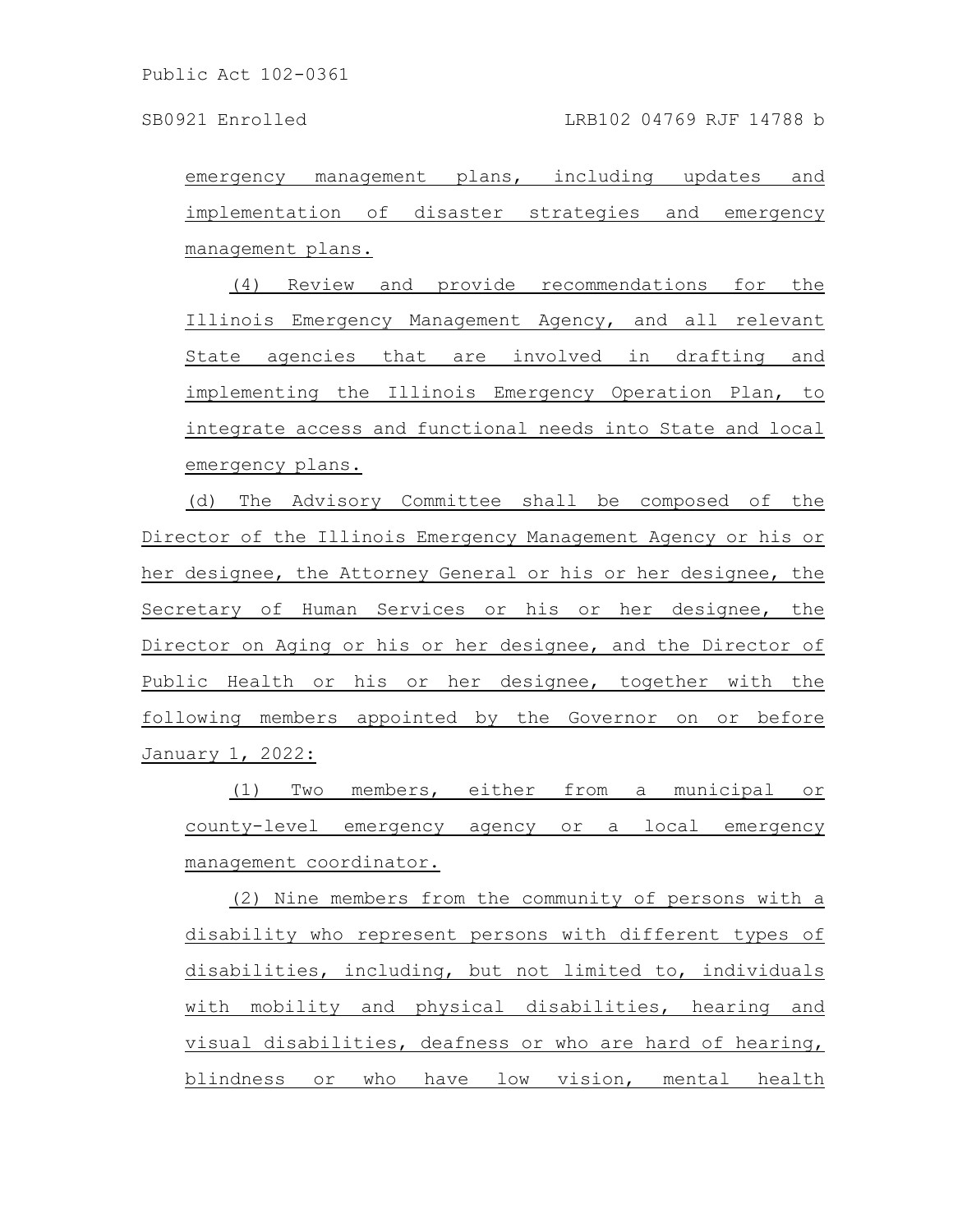emergency management plans, including updates and implementation of disaster strategies and emergency management plans.

(4) Review and provide recommendations for the Illinois Emergency Management Agency, and all relevant State agencies that are involved in drafting and implementing the Illinois Emergency Operation Plan, to integrate access and functional needs into State and local emergency plans.

(d) The Advisory Committee shall be composed of the Director of the Illinois Emergency Management Agency or his or her designee, the Attorney General or his or her designee, the Secretary of Human Services or his or her designee, the Director on Aging or his or her designee, and the Director of Public Health or his or her designee, together with the following members appointed by the Governor on or before January 1, 2022:

(1) Two members, either from a municipal or county-level emergency agency or a local emergency management coordinator.

(2) Nine members from the community of persons with a disability who represent persons with different types of disabilities, including, but not limited to, individuals with mobility and physical disabilities, hearing and visual disabilities, deafness or who are hard of hearing, blindness or who have low vision, mental health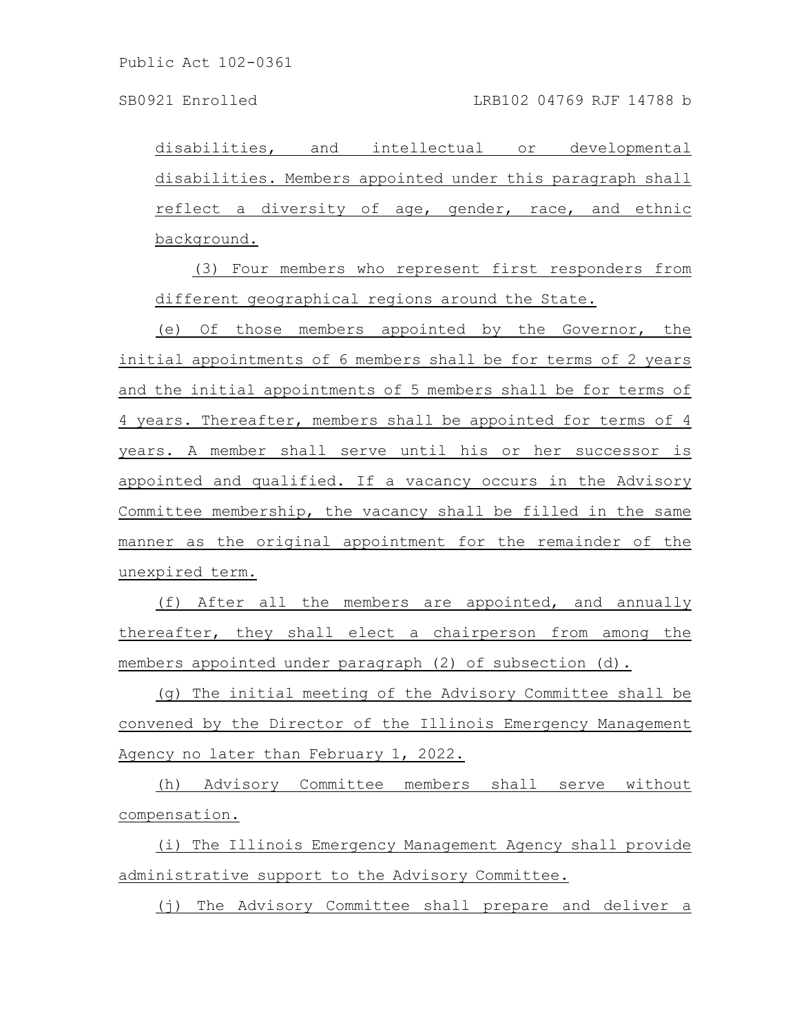disabilities, and intellectual or developmental disabilities. Members appointed under this paragraph shall reflect a diversity of age, gender, race, and ethnic background.

(3) Four members who represent first responders from different geographical regions around the State.

(e) Of those members appointed by the Governor, the initial appointments of 6 members shall be for terms of 2 years and the initial appointments of 5 members shall be for terms of 4 years. Thereafter, members shall be appointed for terms of 4 years. A member shall serve until his or her successor is appointed and qualified. If a vacancy occurs in the Advisory Committee membership, the vacancy shall be filled in the same manner as the original appointment for the remainder of the unexpired term.

(f) After all the members are appointed, and annually thereafter, they shall elect a chairperson from among the members appointed under paragraph (2) of subsection (d).

(g) The initial meeting of the Advisory Committee shall be convened by the Director of the Illinois Emergency Management Agency no later than February 1, 2022.

(h) Advisory Committee members shall serve without compensation.

(i) The Illinois Emergency Management Agency shall provide administrative support to the Advisory Committee.

(j) The Advisory Committee shall prepare and deliver a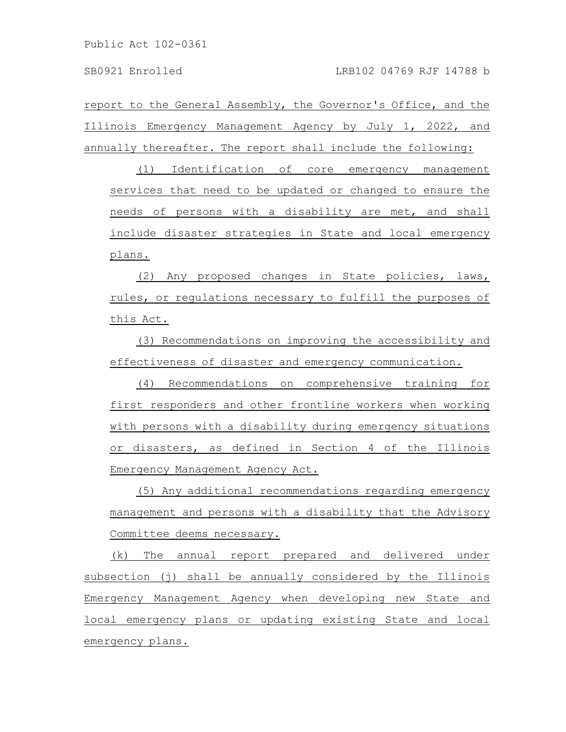report to the General Assembly, the Governor's Office, and the Illinois Emergency Management Agency by July 1, 2022, and annually thereafter. The report shall include the following:

(1) Identification of core emergency management services that need to be updated or changed to ensure the needs of persons with a disability are met, and shall include disaster strategies in State and local emergency plans.

(2) Any proposed changes in State policies, laws, rules, or regulations necessary to fulfill the purposes of this Act.

(3) Recommendations on improving the accessibility and effectiveness of disaster and emergency communication.

(4) Recommendations on comprehensive training for first responders and other frontline workers when working with persons with a disability during emergency situations or disasters, as defined in Section 4 of the Illinois Emergency Management Agency Act.

(5) Any additional recommendations regarding emergency management and persons with a disability that the Advisory Committee deems necessary.

(k) The annual report prepared and delivered under subsection (j) shall be annually considered by the Illinois Emergency Management Agency when developing new State and local emergency plans or updating existing State and local emergency plans.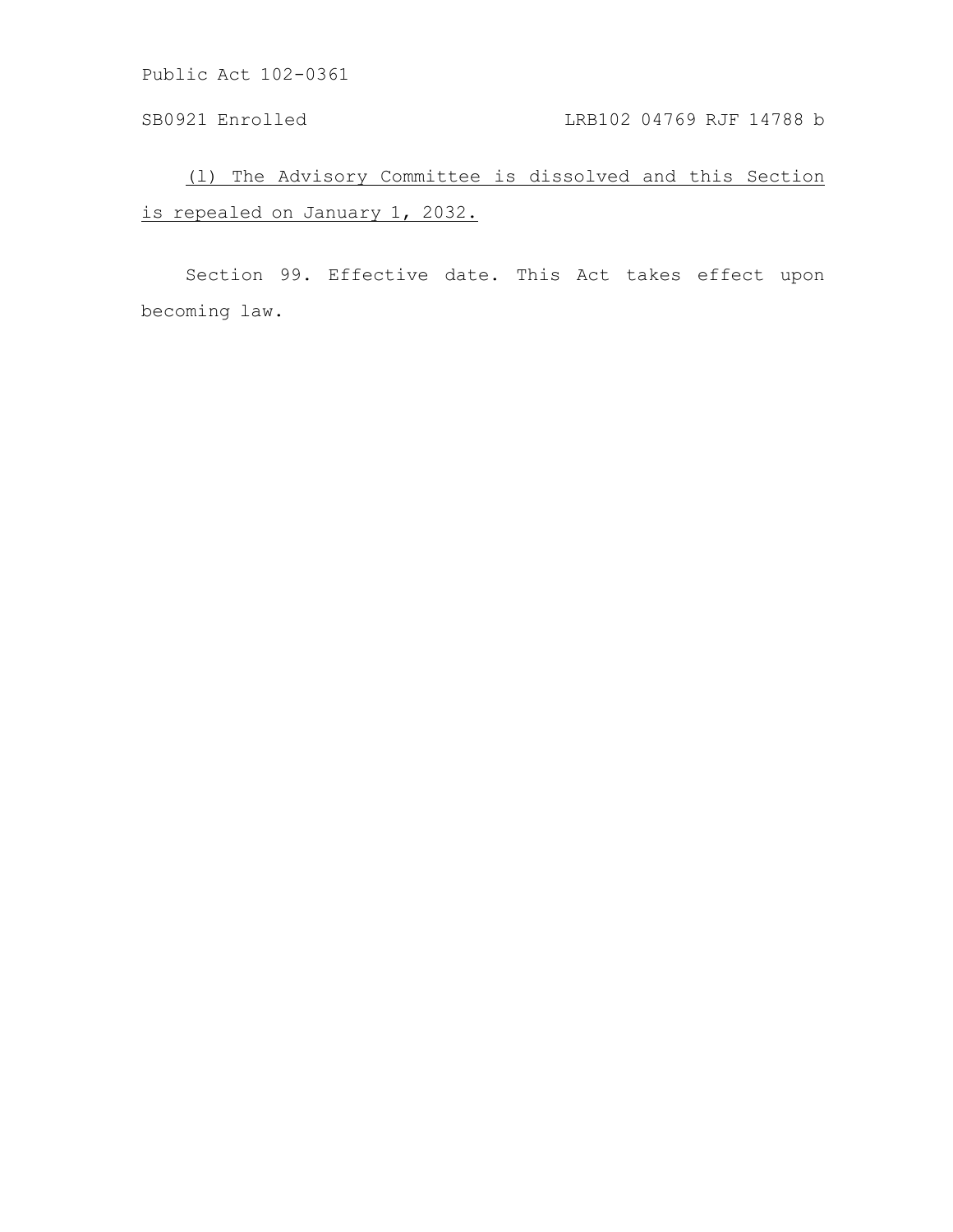(l) The Advisory Committee is dissolved and this Section is repealed on January 1, 2032.

Section 99. Effective date. This Act takes effect upon becoming law.